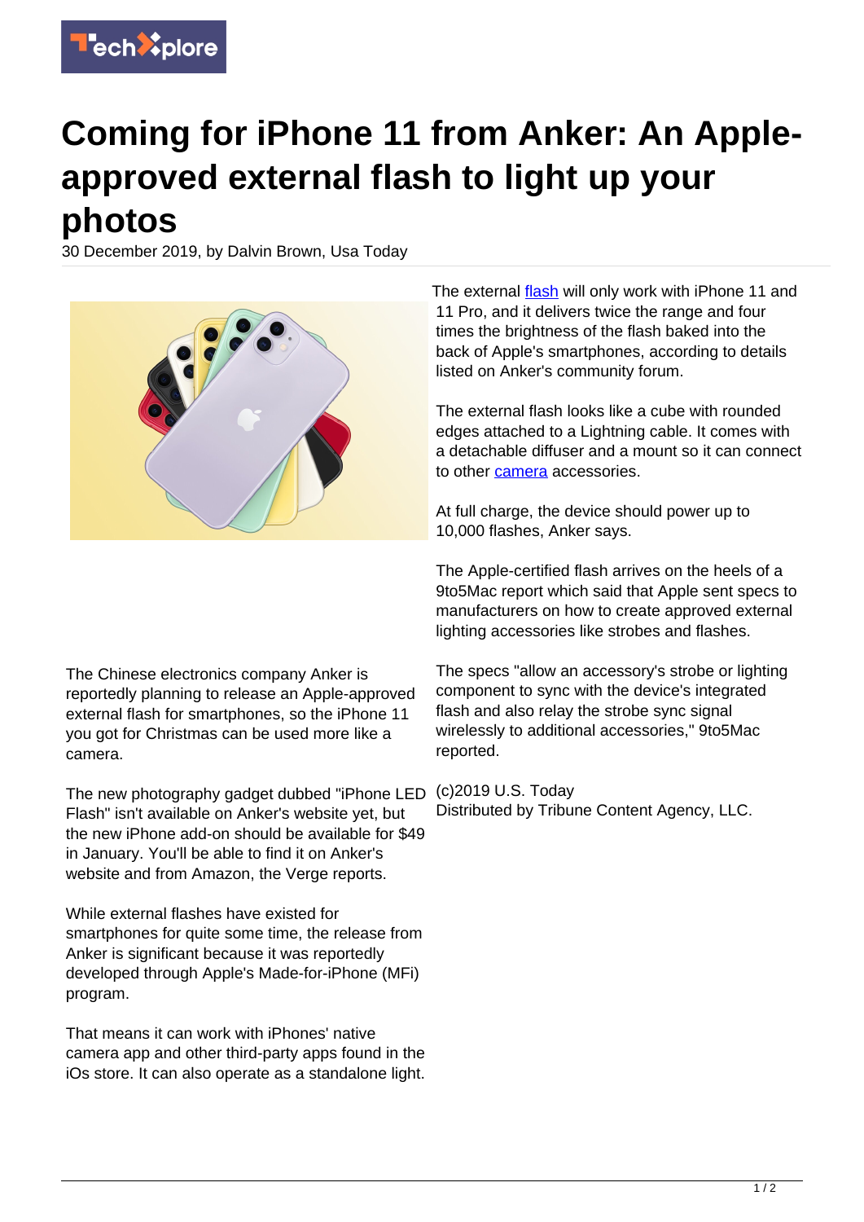# Coming for iPhone 11 from Anker: An Apple-approved external flash to light up your photos

30 December 2019, by Dalvin Brown, Usa Today

The Chinese electronics company Anker is reportedly planning to release an Apple-approved external flash for smartphones, so the iPhone 11 you got for Christmas can be used more like a camera.

The new photography gadget dubbed "iPhone LED Flash" isn't available on Anker's website yet, but the new iPhone add-on should be available for $49 in January. You'll be able to find it on Anker's website and from Amazon, the Verge reports.

While external flashes have existed for smartphones for quite some time, the release from Anker is significant because it was reportedly developed through Apple's Made-for-iPhone (MFi) program.

That means it can work with iPhones' native camera app and other third-party apps found in the iOs store. It can also operate as a standalone light.

The external flash will only work with iPhone 11 and 11 Pro, and it delivers twice the range and four times the brightness of the flash baked into the back of Apple's smartphones, according to details listed on Anker's community forum.

The external flash looks like a cube with rounded edges attached to a Lightning cable. It comes with a detachable diffuser and a mount so it can connect to other camera accessories.

At full charge, the device should power up to 10,000 flashes, Anker says.

The Apple-certified flash arrives on the heels of a 9to5Mac report which said that Apple sent specs to manufacturers on how to create approved external lighting accessories like strobes and flashes.

The specs "allow an accessory's strobe or lighting component to sync with the device's integrated flash and also relay the strobe sync signal wirelessly to additional accessories," 9to5Mac reported.

(c)2019 U.S. Today
Distributed by Tribune Content Agency, LLC.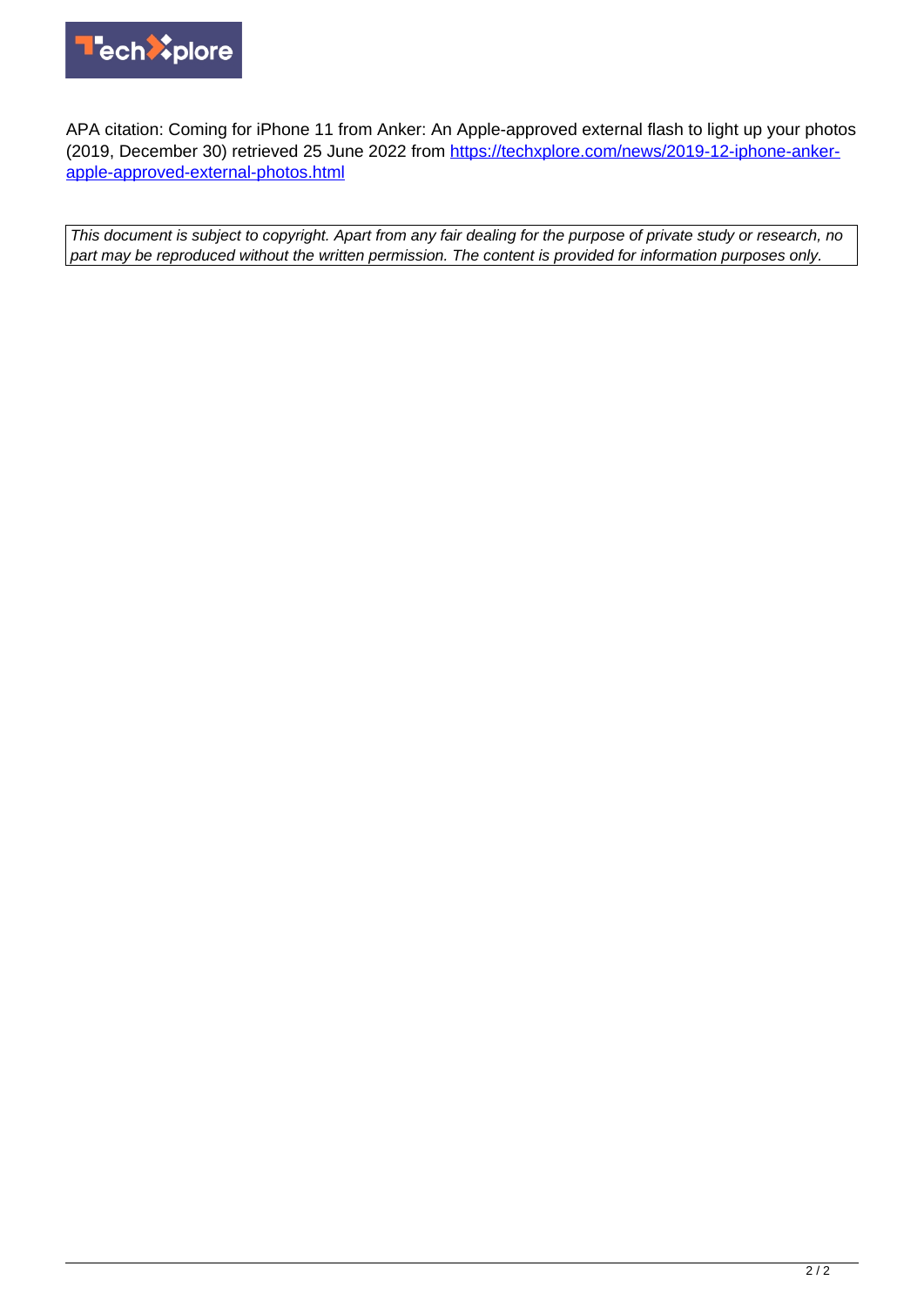APA citation: Coming for iPhone 11 from Anker: An Apple-approved external flash to light up your photos (2019, December 30) retrieved 25 June 2022 from https://techxplore.com/news/2019-12-iphone-anker-apple-approved-external-photos.html

*This document is subject to copyright. Apart from any fair dealing for the purpose of private study or research, no part may be reproduced without the written permission. The content is provided for information purposes only.*